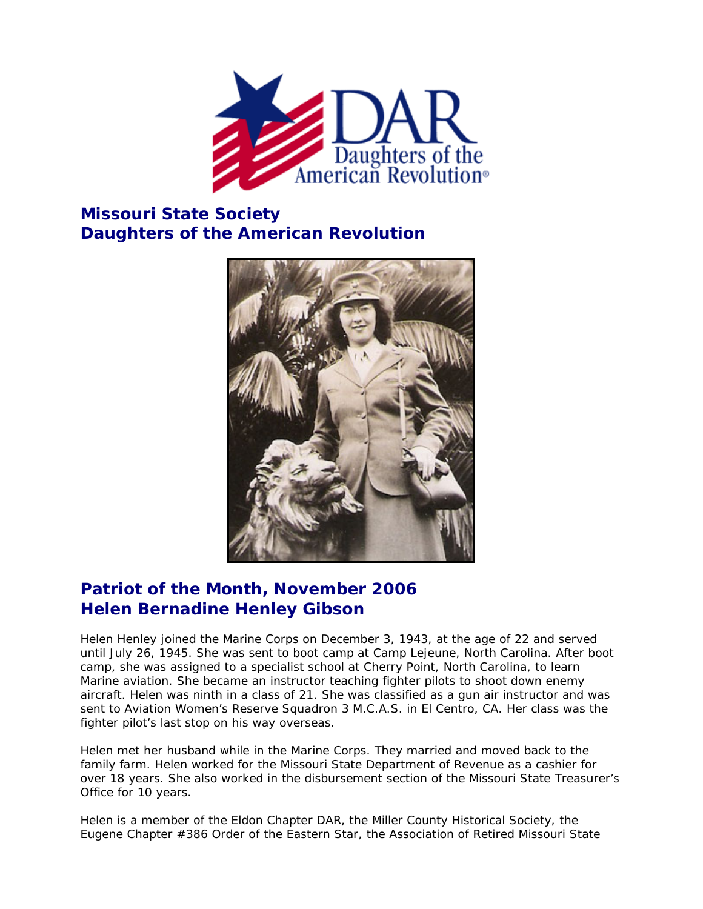## Missouri State Society
## Daughters of the American Revolution

## Patriot of the Month, November 2006
## Helen Bernadine Henley Gibson

Helen Henley joined the Marine Corps on December 3, 1943, at the age of 22 and served until July 26, 1945. She was sent to boot camp at Camp Lejeune, North Carolina. After boot camp, she was assigned to a specialist school at Cherry Point, North Carolina, to learn Marine aviation. She became an instructor teaching fighter pilots to shoot down enemy aircraft. Helen was ninth in a class of 21. She was classified as a gun air instructor and was sent to Aviation Women's Reserve Squadron 3 M.C.A.S. in El Centro, CA. Her class was the fighter pilot's last stop on his way overseas.

Helen met her husband while in the Marine Corps. They married and moved back to the family farm. Helen worked for the Missouri State Department of Revenue as a cashier for over 18 years. She also worked in the disbursement section of the Missouri State Treasurer's Office for 10 years.

Helen is a member of the Eldon Chapter DAR, the Miller County Historical Society, the Eugene Chapter #386 Order of the Eastern Star, the Association of Retired Missouri State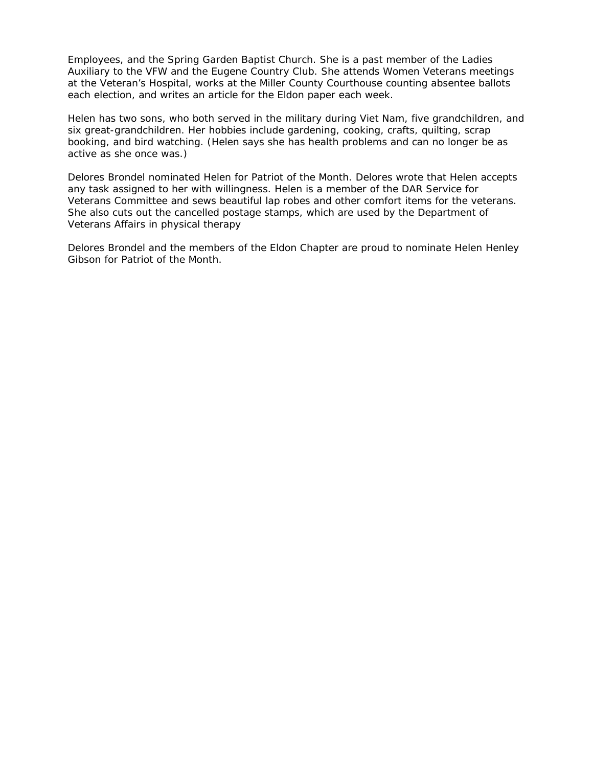Employees, and the Spring Garden Baptist Church. She is a past member of the Ladies Auxiliary to the VFW and the Eugene Country Club. She attends Women Veterans meetings at the Veteran's Hospital, works at the Miller County Courthouse counting absentee ballots each election, and writes an article for the Eldon paper each week.

Helen has two sons, who both served in the military during Viet Nam, five grandchildren, and six great-grandchildren. Her hobbies include gardening, cooking, crafts, quilting, scrap booking, and bird watching. (Helen says she has health problems and can no longer be as active as she once was.)

Delores Brondel nominated Helen for Patriot of the Month. Delores wrote that Helen accepts any task assigned to her with willingness. Helen is a member of the DAR Service for Veterans Committee and sews beautiful lap robes and other comfort items for the veterans. She also cuts out the cancelled postage stamps, which are used by the Department of Veterans Affairs in physical therapy

Delores Brondel and the members of the Eldon Chapter are proud to nominate Helen Henley Gibson for Patriot of the Month.